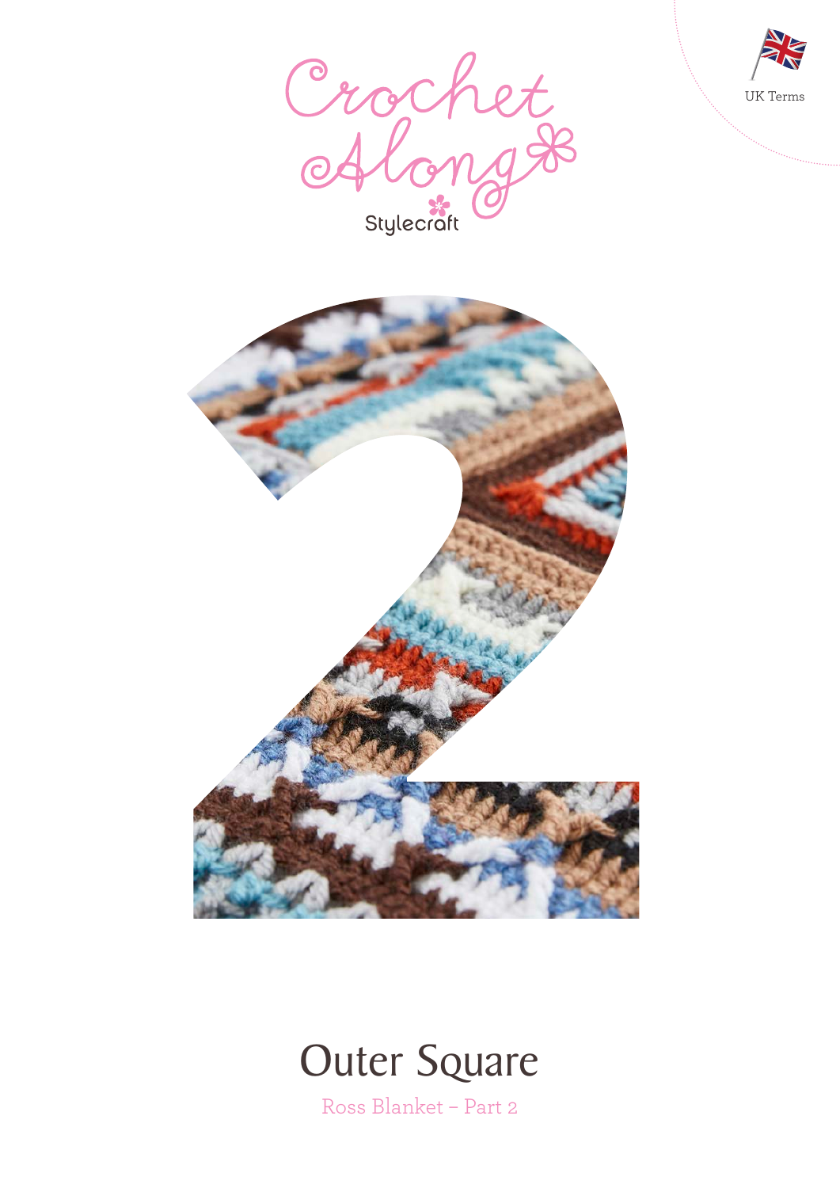UK Terms

Crochet Along

Stylecraft

2

# Outer Square

Ross Blanket – Part 2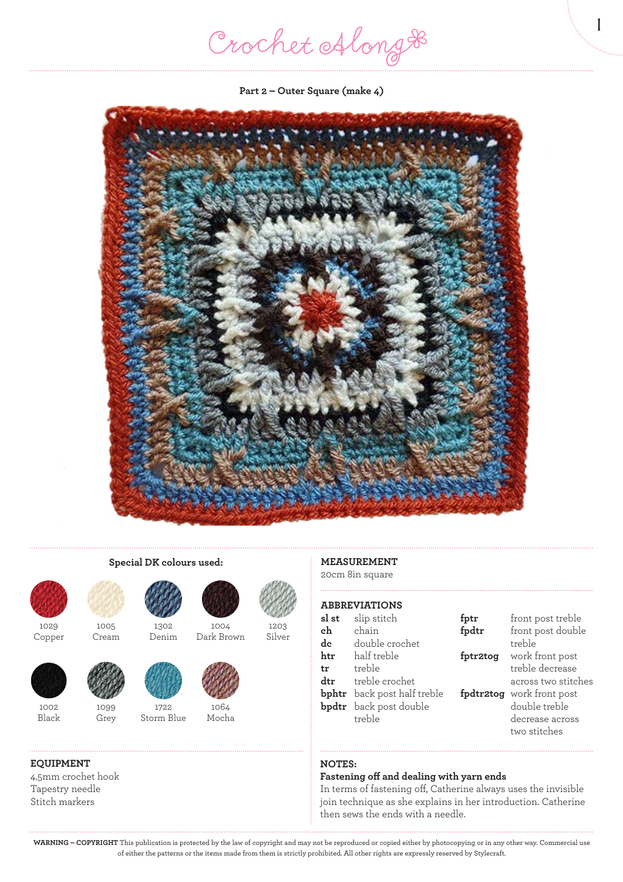Crochet Along

**Part 2 – Outer Square (make 4)**

**Special DK colours used:**

- 1029 Copper
- 1005 Cream
- 1302 Denim
- 1004 Dark Brown
- 1203 Silver
- 1002 Black
- 1099 Grey
- 1722 Storm Blue
- 1064 Mocha

**EQUIPMENT**

4.5mm crochet hook
Tapestry needle
Stitch markers

**MEASUREMENT**

20cm 8in square

**ABBREVIATIONS**

| | |
|---|---|
| **sl st** | slip stitch |
| **ch** | chain |
| **dc** | double crochet |
| **htr** | half treble |
| **tr** | treble |
| **dtr** | treble crochet |
| **bphtr** | back post half treble |
| **bpdtr** | back post double treble |
| **fptr** | front post treble |
| **fpdtr** | front post double treble |
| **fptr2tog** | work front post treble decrease across two stitches |
| **fpdtr2tog** | work front post double treble decrease across two stitches |

**NOTES:**

**Fastening off and dealing with yarn ends**

In terms of fastening off, Catherine always uses the invisible join technique as she explains in her introduction. Catherine then sews the ends with a needle.

**WARNING – COPYRIGHT** This publication is protected by the law of copyright and may not be reproduced or copied either by photocopying or in any other way. Commercial use of either the patterns or the items made from them is strictly prohibited. All other rights are expressly reserved by Stylecraft.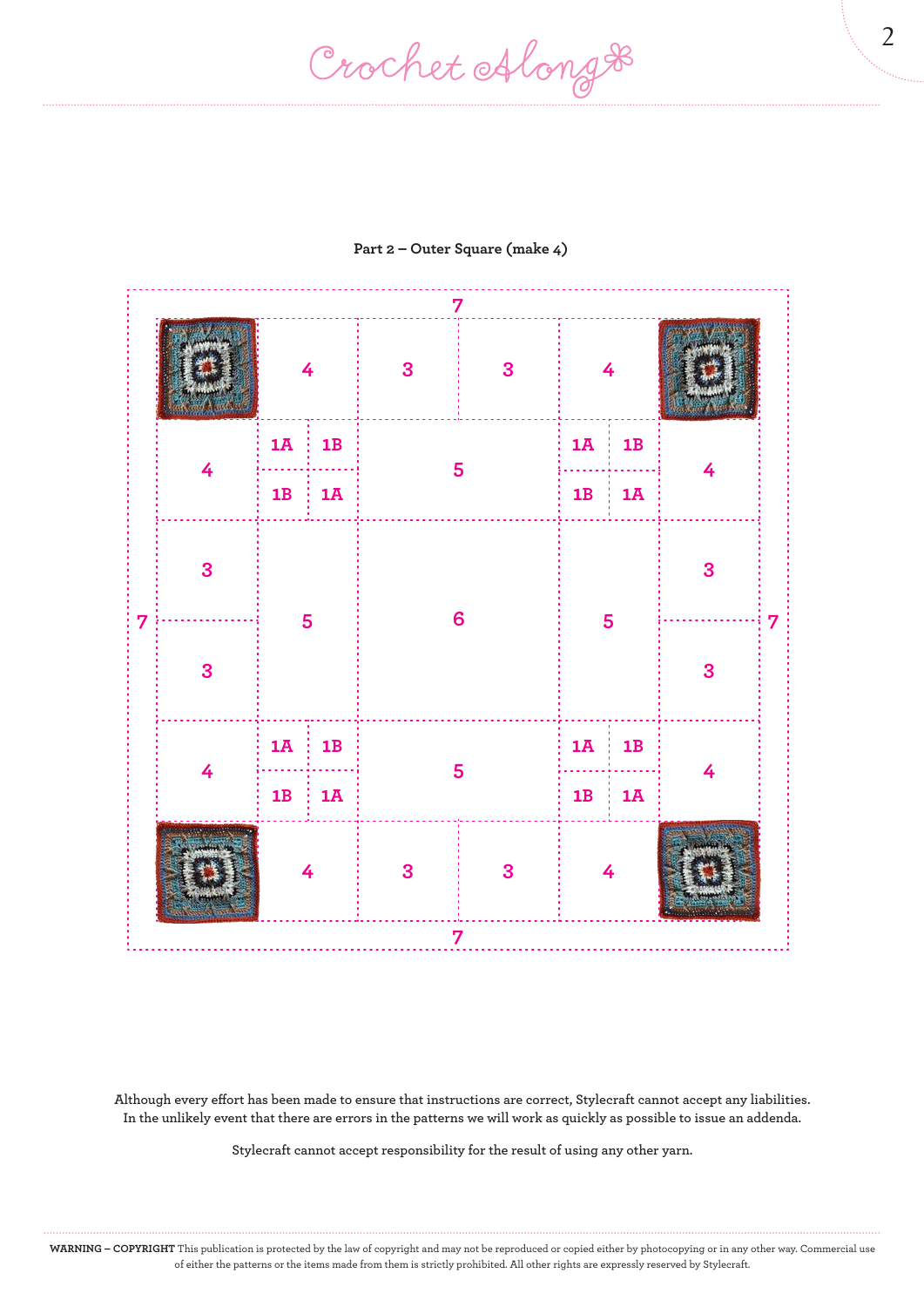**Part 2 – Outer Square (make 4)**

| | | | | | | |
|---|---|---|---|---|---|---|
| | 4 | | 3 | 3 | 4 | |
| 4 | 1A 1B / 1B 1A | | 5 | | 1A 1B / 1B 1A | 4 |
| 3 / 3 | 5 | | 6 | | 5 | 3 / 3 |
| 4 | 1A 1B / 1B 1A | | 5 | | 1A 1B / 1B 1A | 4 |
| | 4 | | 3 | 3 | 4 | |

Border: 7 (all four sides)

Although every effort has been made to ensure that instructions are correct, Stylecraft cannot accept any liabilities. In the unlikely event that there are errors in the patterns we will work as quickly as possible to issue an addenda.

Stylecraft cannot accept responsibility for the result of using any other yarn.

**WARNING – COPYRIGHT** This publication is protected by the law of copyright and may not be reproduced or copied either by photocopying or in any other way. Commercial use of either the patterns or the items made from them is strictly prohibited. All other rights are expressly reserved by Stylecraft.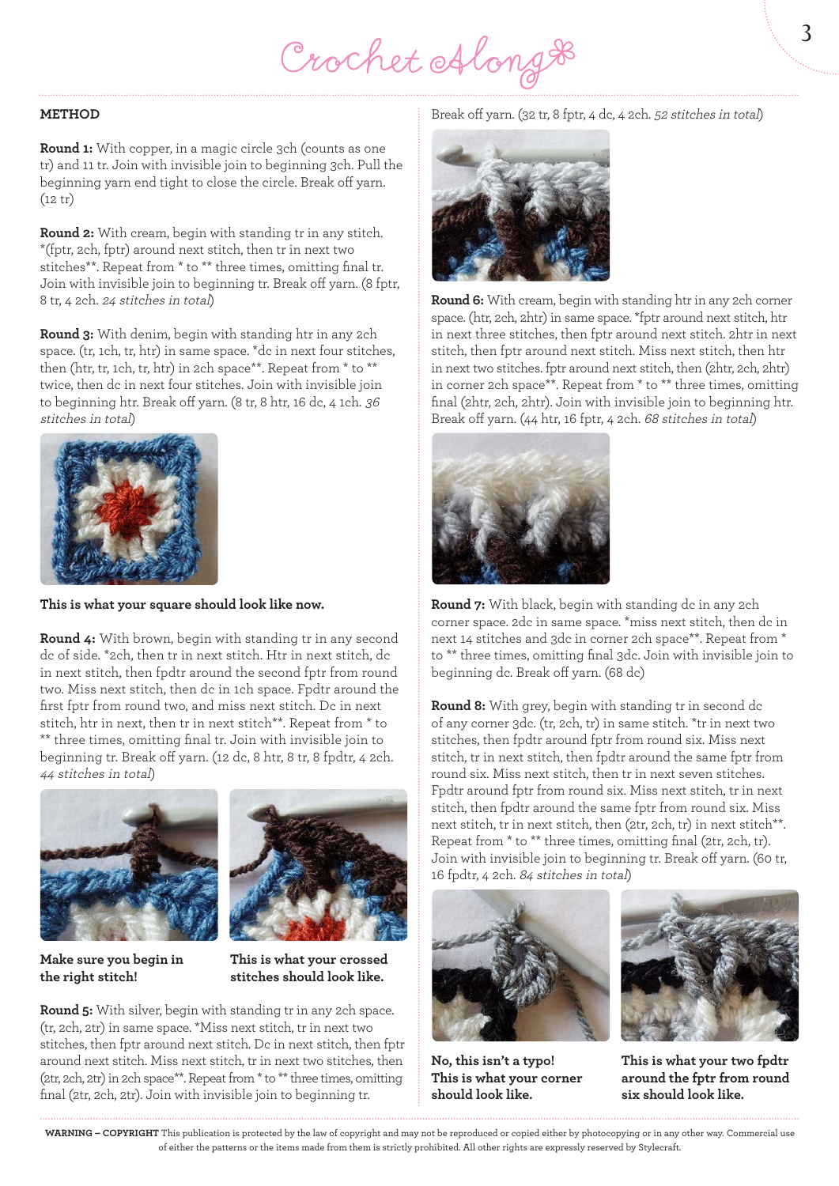## METHOD

**Round 1:** With copper, in a magic circle 3ch (counts as one tr) and 11 tr. Join with invisible join to beginning 3ch. Pull the beginning yarn end tight to close the circle. Break off yarn. (12 tr)

**Round 2:** With cream, begin with standing tr in any stitch. *(fptr, 2ch, fptr) around next stitch, then tr in next two stitches**. Repeat from * to ** three times, omitting final tr. Join with invisible join to beginning tr. Break off yarn. (8 fptr, 8 tr, 4 2ch. *24 stitches in total*)

**Round 3:** With denim, begin with standing htr in any 2ch space. (tr, 1ch, tr, htr) in same space. *dc in next four stitches, then (htr, tr, 1ch, tr, htr) in 2ch space**. Repeat from * to ** twice, then dc in next four stitches. Join with invisible join to beginning htr. Break off yarn. (8 tr, 8 htr, 16 dc, 4 1ch. *36 stitches in total*)

**This is what your square should look like now.**

**Round 4:** With brown, begin with standing tr in any second dc of side. *2ch, then tr in next stitch. Htr in next stitch, dc in next stitch, then fpdtr around the second fptr from round two. Miss next stitch, then dc in 1ch space. Fpdtr around the first fptr from round two, and miss next stitch. Dc in next stitch, htr in next, then tr in next stitch**. Repeat from * to ** three times, omitting final tr. Join with invisible join to beginning tr. Break off yarn. (12 dc, 8 htr, 8 tr, 8 fpdtr, 4 2ch. *44 stitches in total*)

**Make sure you begin in the right stitch!**

**This is what your crossed stitches should look like.**

**Round 5:** With silver, begin with standing tr in any 2ch space. (tr, 2ch, 2tr) in same space. *Miss next stitch, tr in next two stitches, then fptr around next stitch. Dc in next stitch, then fptr around next stitch. Miss next stitch, tr in next two stitches, then (2tr, 2ch, 2tr) in 2ch space**. Repeat from * to ** three times, omitting final (2tr, 2ch, 2tr). Join with invisible join to beginning tr. Break off yarn. (32 tr, 8 fptr, 4 dc, 4 2ch. *52 stitches in total*)

**Round 6:** With cream, begin with standing htr in any 2ch corner space. (htr, 2ch, 2htr) in same space. *fptr around next stitch, htr in next three stitches, then fptr around next stitch. 2htr in next stitch, then fptr around next stitch. Miss next stitch, then htr in next two stitches. fptr around next stitch, then (2htr, 2ch, 2htr) in corner 2ch space**. Repeat from * to ** three times, omitting final (2htr, 2ch, 2htr). Join with invisible join to beginning htr. Break off yarn. (44 htr, 16 fptr, 4 2ch. *68 stitches in total*)

**Round 7:** With black, begin with standing dc in any 2ch corner space. 2dc in same space. *miss next stitch, then dc in next 14 stitches and 3dc in corner 2ch space**. Repeat from * to ** three times, omitting final 3dc. Join with invisible join to beginning dc. Break off yarn. (68 dc)

**Round 8:** With grey, begin with standing tr in second dc of any corner 3dc. (tr, 2ch, tr) in same stitch. *tr in next two stitches, then fpdtr around fptr from round six. Miss next stitch, tr in next stitch, then fpdtr around the same fptr from round six. Miss next stitch, then tr in next seven stitches. Fpdtr around fptr from round six. Miss next stitch, tr in next stitch, then fpdtr around the same fptr from round six. Miss next stitch, tr in next stitch, then (2tr, 2ch, tr) in next stitch**. Repeat from * to ** three times, omitting final (2tr, 2ch, tr). Join with invisible join to beginning tr. Break off yarn. (60 tr, 16 fpdtr, 4 2ch. *84 stitches in total*)

**No, this isn't a typo! This is what your corner should look like.**

**This is what your two fpdtr around the fptr from round six should look like.**

**WARNING – COPYRIGHT** This publication is protected by the law of copyright and may not be reproduced or copied either by photocopying or in any other way. Commercial use of either the patterns or the items made from them is strictly prohibited. All other rights are expressly reserved by Stylecraft.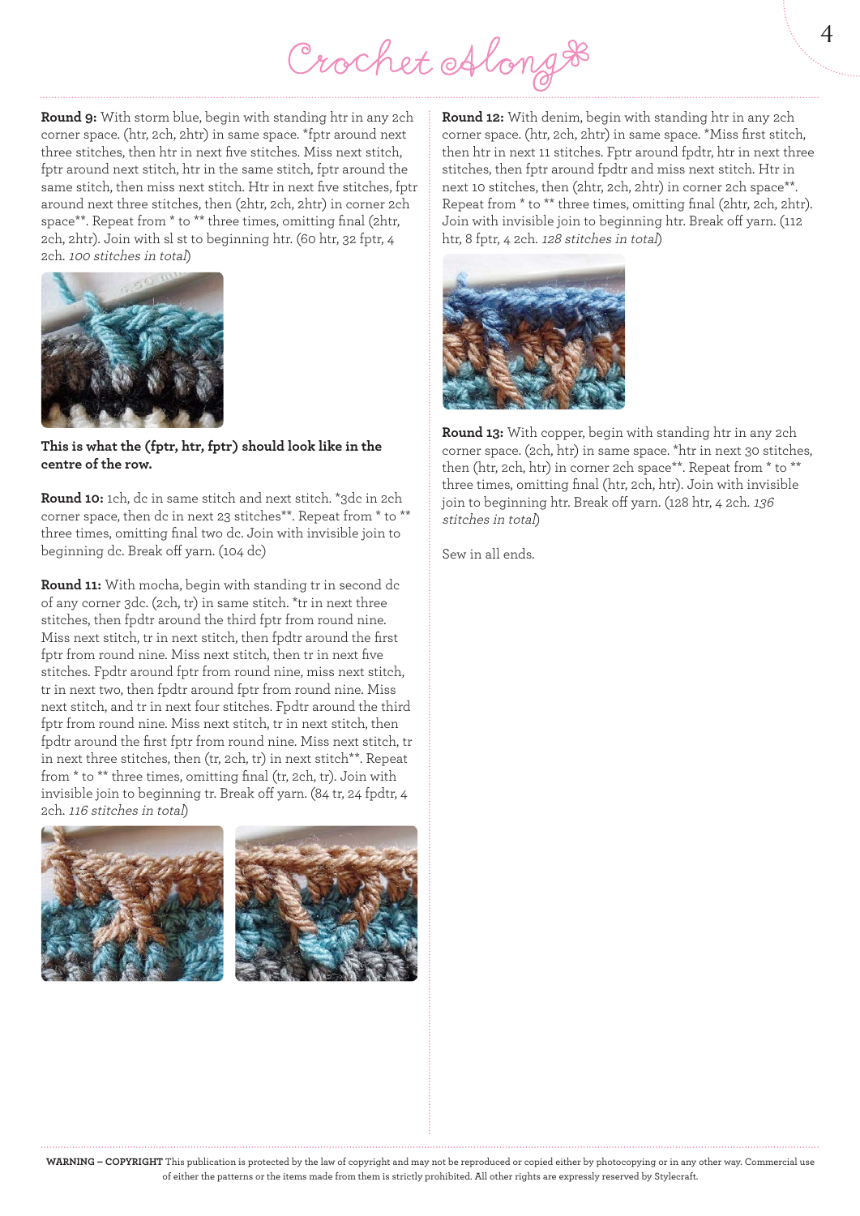**Round 9:** With storm blue, begin with standing htr in any 2ch corner space. (htr, 2ch, 2htr) in same space. *fptr around next three stitches, then htr in next five stitches. Miss next stitch, fptr around next stitch, htr in the same stitch, fptr around the same stitch, then miss next stitch. Htr in next five stitches, fptr around next three stitches, then (2htr, 2ch, 2htr) in corner 2ch space**. Repeat from * to ** three times, omitting final (2htr, 2ch, 2htr). Join with sl st to beginning htr. (60 htr, 32 fptr, 4 2ch. *100 stitches in total*)

**This is what the (fptr, htr, fptr) should look like in the centre of the row.**

**Round 10:** 1ch, dc in same stitch and next stitch. *3dc in 2ch corner space, then dc in next 23 stitches**. Repeat from * to ** three times, omitting final two dc. Join with invisible join to beginning dc. Break off yarn. (104 dc)

**Round 11:** With mocha, begin with standing tr in second dc of any corner 3dc. (2ch, tr) in same stitch. *tr in next three stitches, then fpdtr around the third fptr from round nine. Miss next stitch, tr in next stitch, then fpdtr around the first fptr from round nine. Miss next stitch, then tr in next five stitches. Fpdtr around fptr from round nine, miss next stitch, tr in next two, then fpdtr around fptr from round nine. Miss next stitch, and tr in next four stitches. Fpdtr around the third fptr from round nine. Miss next stitch, tr in next stitch, then fpdtr around the first fptr from round nine. Miss next stitch, tr in next three stitches, then (tr, 2ch, tr) in next stitch**. Repeat from * to ** three times, omitting final (tr, 2ch, tr). Join with invisible join to beginning tr. Break off yarn. (84 tr, 24 fpdtr, 4 2ch. *116 stitches in total*)

**Round 12:** With denim, begin with standing htr in any 2ch corner space. (htr, 2ch, 2htr) in same space. *Miss first stitch, then htr in next 11 stitches. Fptr around fpdtr, htr in next three stitches, then fptr around fpdtr and miss next stitch. Htr in next 10 stitches, then (2htr, 2ch, 2htr) in corner 2ch space**. Repeat from * to ** three times, omitting final (2htr, 2ch, 2htr). Join with invisible join to beginning htr. Break off yarn. (112 htr, 8 fptr, 4 2ch. *128 stitches in total*)

**Round 13:** With copper, begin with standing htr in any 2ch corner space. (2ch, htr) in same space. *htr in next 30 stitches, then (htr, 2ch, htr) in corner 2ch space**. Repeat from * to ** three times, omitting final (htr, 2ch, htr). Join with invisible join to beginning htr. Break off yarn. (128 htr, 4 2ch. *136 stitches in total*)

Sew in all ends.